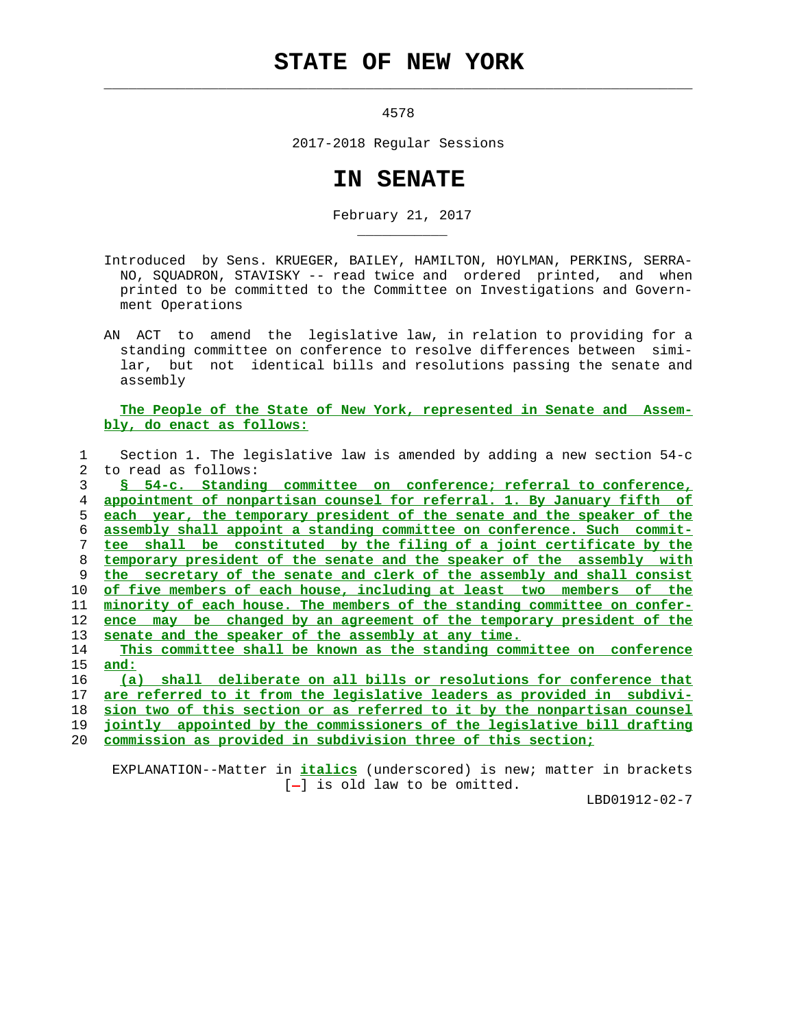# STATE OF NEW YORK

4578

2017-2018 Regular Sessions

# IN SENATE

February 21, 2017

Introduced by Sens. KRUEGER, BAILEY, HAMILTON, HOYLMAN, PERKINS, SERRANO, SQUADRON, STAVISKY -- read twice and ordered printed, and when printed to be committed to the Committee on Investigations and Government Operations

AN ACT to amend the legislative law, in relation to providing for a standing committee on conference to resolve differences between similar, but not identical bills and resolutions passing the senate and assembly

The People of the State of New York, represented in Senate and Assembly, do enact as follows:

1 Section 1. The legislative law is amended by adding a new section 54-c
2 to read as follows:
3 § 54-c. Standing committee on conference; referral to conference,
4 appointment of nonpartisan counsel for referral. 1. By January fifth of
5 each year, the temporary president of the senate and the speaker of the
6 assembly shall appoint a standing committee on conference. Such commit-
7 tee shall be constituted by the filing of a joint certificate by the
8 temporary president of the senate and the speaker of the assembly with
9 the secretary of the senate and clerk of the assembly and shall consist
10 of five members of each house, including at least two members of the
11 minority of each house. The members of the standing committee on confer-
12 ence may be changed by an agreement of the temporary president of the
13 senate and the speaker of the assembly at any time.
14 This committee shall be known as the standing committee on conference
15 and:
16 (a) shall deliberate on all bills or resolutions for conference that
17 are referred to it from the legislative leaders as provided in subdivi-
18 sion two of this section or as referred to it by the nonpartisan counsel
19 jointly appointed by the commissioners of the legislative bill drafting
20 commission as provided in subdivision three of this section;

EXPLANATION--Matter in *italics* (underscored) is new; matter in brackets [-] is old law to be omitted.

LBD01912-02-7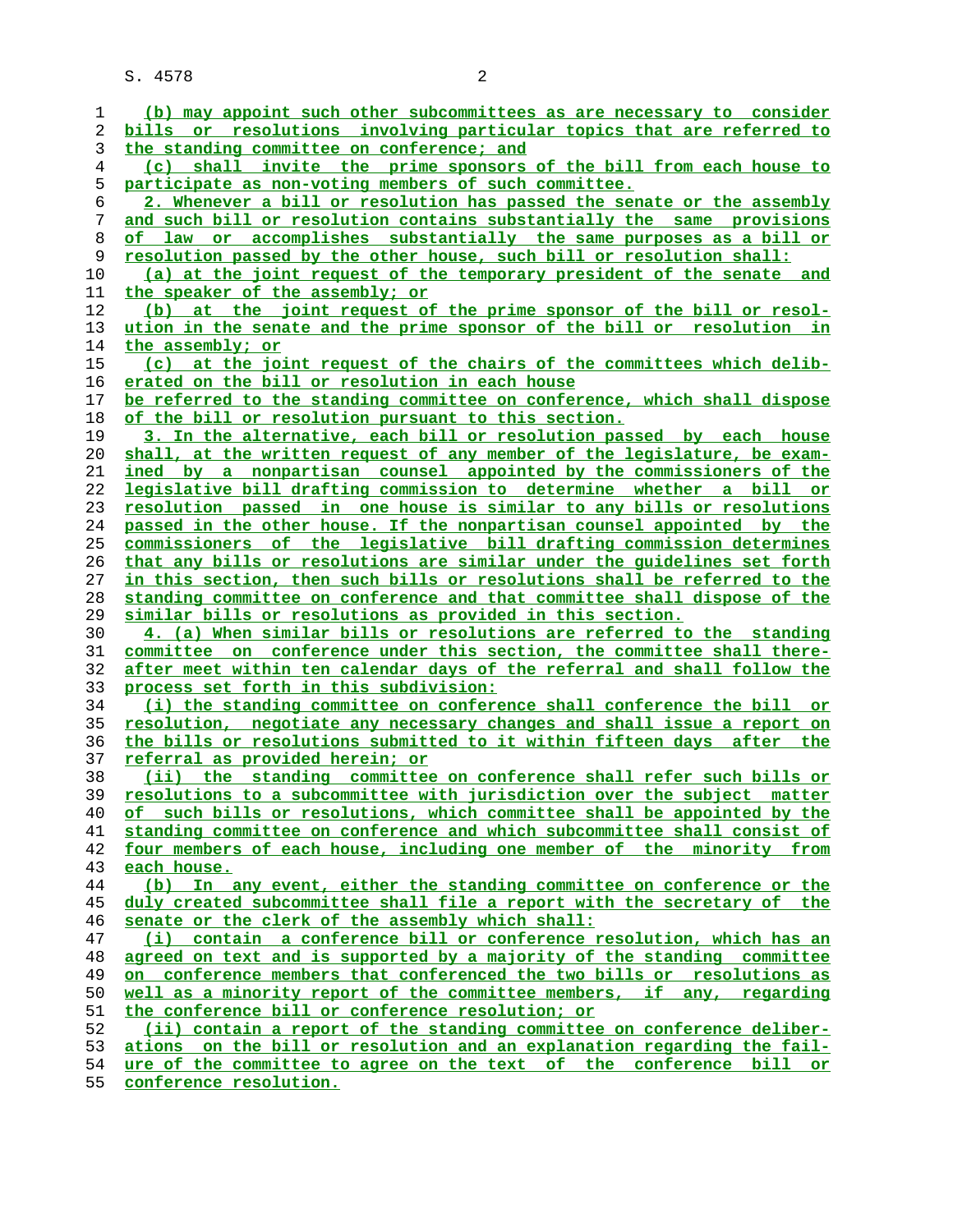(b) may appoint such other subcommittees as are necessary to consider bills or resolutions involving particular topics that are referred to the standing committee on conference; and

(c) shall invite the prime sponsors of the bill from each house to participate as non-voting members of such committee.

2. Whenever a bill or resolution has passed the senate or the assembly and such bill or resolution contains substantially the same provisions of law or accomplishes substantially the same purposes as a bill or resolution passed by the other house, such bill or resolution shall:

(a) at the joint request of the temporary president of the senate and the speaker of the assembly; or

(b) at the joint request of the prime sponsor of the bill or resolution in the senate and the prime sponsor of the bill or resolution in the assembly; or

(c) at the joint request of the chairs of the committees which deliberated on the bill or resolution in each house

be referred to the standing committee on conference, which shall dispose of the bill or resolution pursuant to this section.

3. In the alternative, each bill or resolution passed by each house shall, at the written request of any member of the legislature, be examined by a nonpartisan counsel appointed by the commissioners of the legislative bill drafting commission to determine whether a bill or resolution passed in one house is similar to any bills or resolutions passed in the other house. If the nonpartisan counsel appointed by the commissioners of the legislative bill drafting commission determines that any bills or resolutions are similar under the guidelines set forth in this section, then such bills or resolutions shall be referred to the standing committee on conference and that committee shall dispose of the similar bills or resolutions as provided in this section.

4. (a) When similar bills or resolutions are referred to the standing committee on conference under this section, the committee shall thereafter meet within ten calendar days of the referral and shall follow the process set forth in this subdivision:

(i) the standing committee on conference shall conference the bill or resolution, negotiate any necessary changes and shall issue a report on the bills or resolutions submitted to it within fifteen days after the referral as provided herein; or

(ii) the standing committee on conference shall refer such bills or resolutions to a subcommittee with jurisdiction over the subject matter of such bills or resolutions, which committee shall be appointed by the standing committee on conference and which subcommittee shall consist of four members of each house, including one member of the minority from each house.

(b) In any event, either the standing committee on conference or the duly created subcommittee shall file a report with the secretary of the senate or the clerk of the assembly which shall:

(i) contain a conference bill or conference resolution, which has an agreed on text and is supported by a majority of the standing committee on conference members that conferenced the two bills or resolutions as well as a minority report of the committee members, if any, regarding the conference bill or conference resolution; or

(ii) contain a report of the standing committee on conference deliberations on the bill or resolution and an explanation regarding the failure of the committee to agree on the text of the conference bill or conference resolution.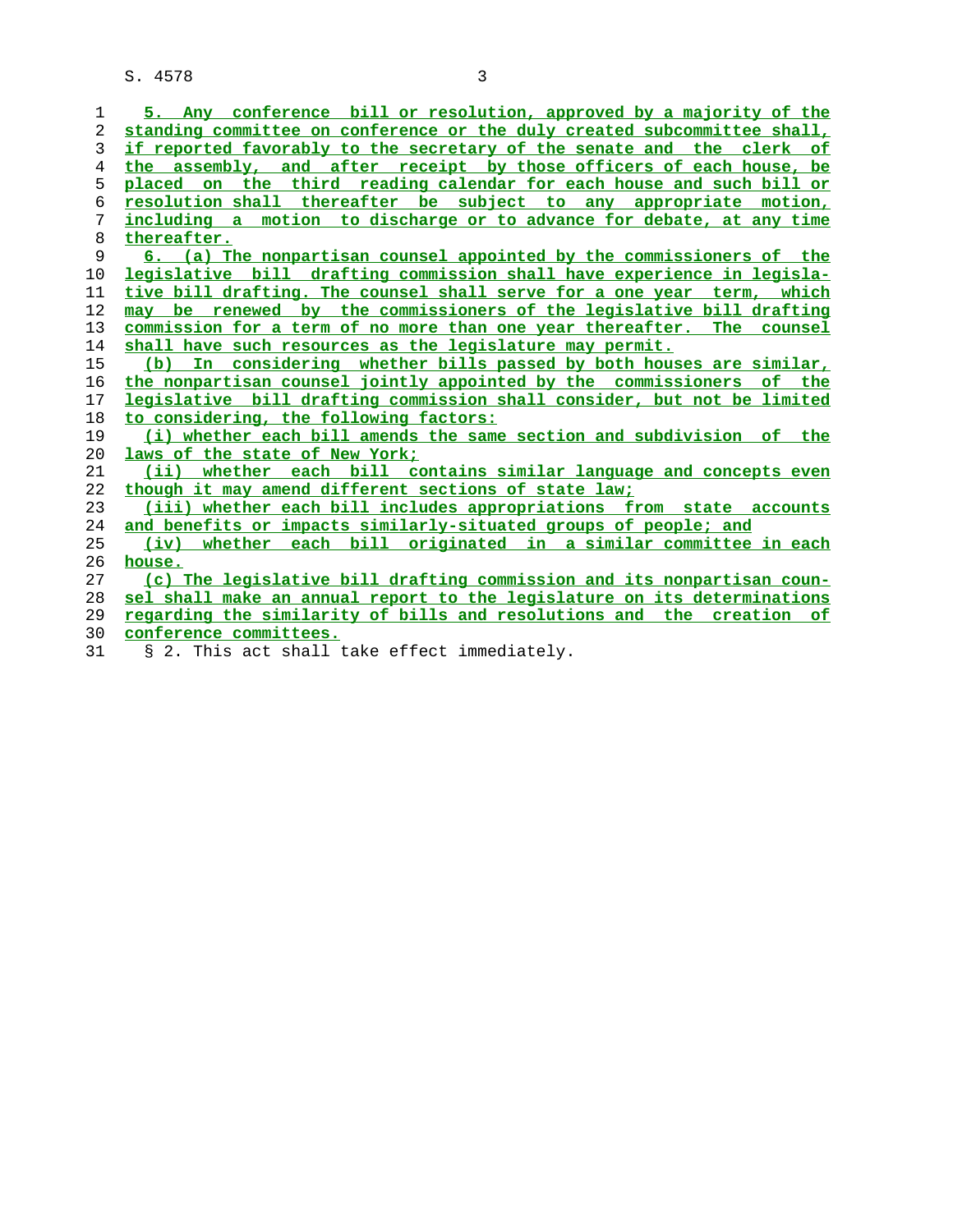5. Any conference bill or resolution, approved by a majority of the standing committee on conference or the duly created subcommittee shall, if reported favorably to the secretary of the senate and the clerk of the assembly, and after receipt by those officers of each house, be placed on the third reading calendar for each house and such bill or resolution shall thereafter be subject to any appropriate motion, including a motion to discharge or to advance for debate, at any time thereafter.

6. (a) The nonpartisan counsel appointed by the commissioners of the legislative bill drafting commission shall have experience in legislative bill drafting. The counsel shall serve for a one year term, which may be renewed by the commissioners of the legislative bill drafting commission for a term of no more than one year thereafter. The counsel shall have such resources as the legislature may permit.

(b) In considering whether bills passed by both houses are similar, the nonpartisan counsel jointly appointed by the commissioners of the legislative bill drafting commission shall consider, but not be limited to considering, the following factors:

(i) whether each bill amends the same section and subdivision of the laws of the state of New York;

(ii) whether each bill contains similar language and concepts even though it may amend different sections of state law;

(iii) whether each bill includes appropriations from state accounts and benefits or impacts similarly-situated groups of people; and

(iv) whether each bill originated in a similar committee in each house.

(c) The legislative bill drafting commission and its nonpartisan counsel shall make an annual report to the legislature on its determinations regarding the similarity of bills and resolutions and the creation of conference committees.

§ 2. This act shall take effect immediately.